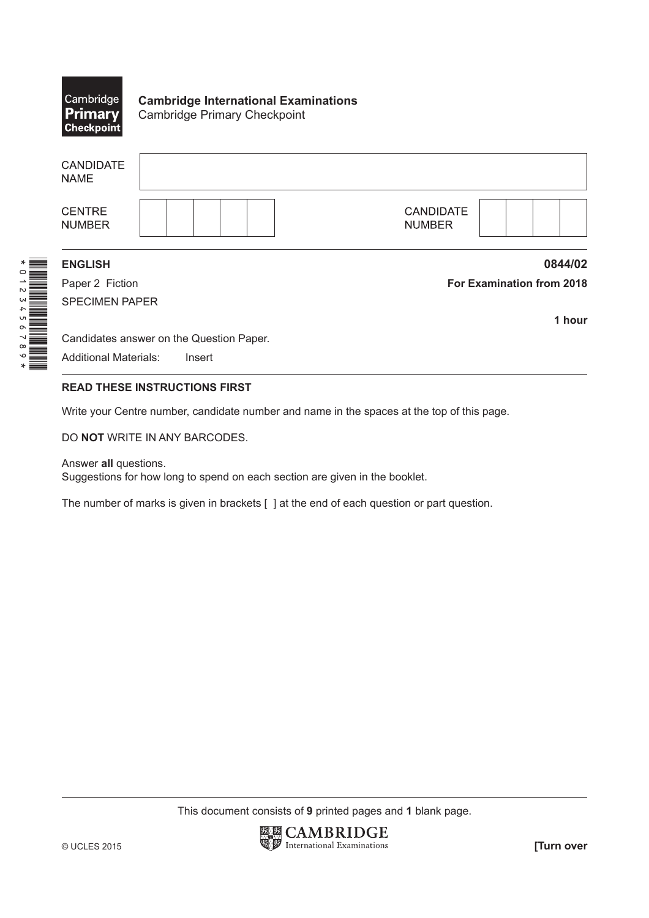Cambridge Primary Checkpoint

**Cambridge International Examinations**
Cambridge Primary Checkpoint

| CANDIDATE NAME | |
|---|---|

| CENTRE NUMBER | | | | | | CANDIDATE NUMBER | | | | |
|---|---|---|---|---|---|---|---|---|---|---|

*0123456789*

**ENGLISH** **0844/02**

Paper 2 Fiction **For Examination from 2018**

SPECIMEN PAPER

**1 hour**

Candidates answer on the Question Paper.

Additional Materials: Insert

**READ THESE INSTRUCTIONS FIRST**

Write your Centre number, candidate number and name in the spaces at the top of this page.

DO **NOT** WRITE IN ANY BARCODES.

Answer **all** questions.
Suggestions for how long to spend on each section are given in the booklet.

The number of marks is given in brackets [ ] at the end of each question or part question.

This document consists of **9** printed pages and **1** blank page.

© UCLES 2015

CAMBRIDGE International Examinations

**[Turn over**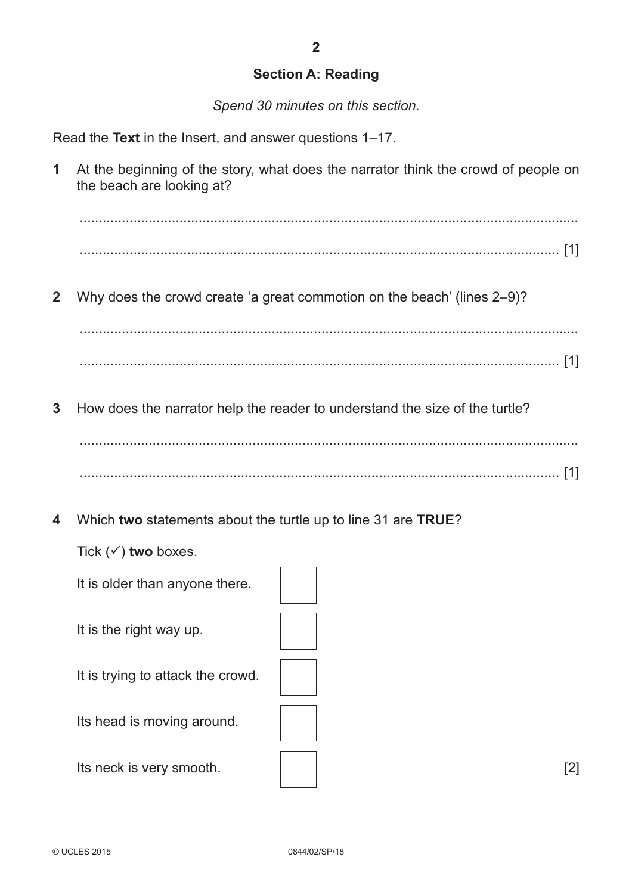## Section A: Reading

*Spend 30 minutes on this section.*

Read the **Text** in the Insert, and answer questions 1–17.

**1** At the beginning of the story, what does the narrator think the crowd of people on the beach are looking at?

.......................................................................................................................................

....................................................................................................................................... [1]

**2** Why does the crowd create 'a great commotion on the beach' (lines 2–9)?

.......................................................................................................................................

....................................................................................................................................... [1]

**3** How does the narrator help the reader to understand the size of the turtle?

.......................................................................................................................................

....................................................................................................................................... [1]

**4** Which **two** statements about the turtle up to line 31 are **TRUE**?

Tick (✓) **two** boxes.

| Statement | |
|---|---|
| It is older than anyone there. | ☐ |
| It is the right way up. | ☐ |
| It is trying to attack the crowd. | ☐ |
| Its head is moving around. | ☐ |
| Its neck is very smooth. | ☐ |

[2]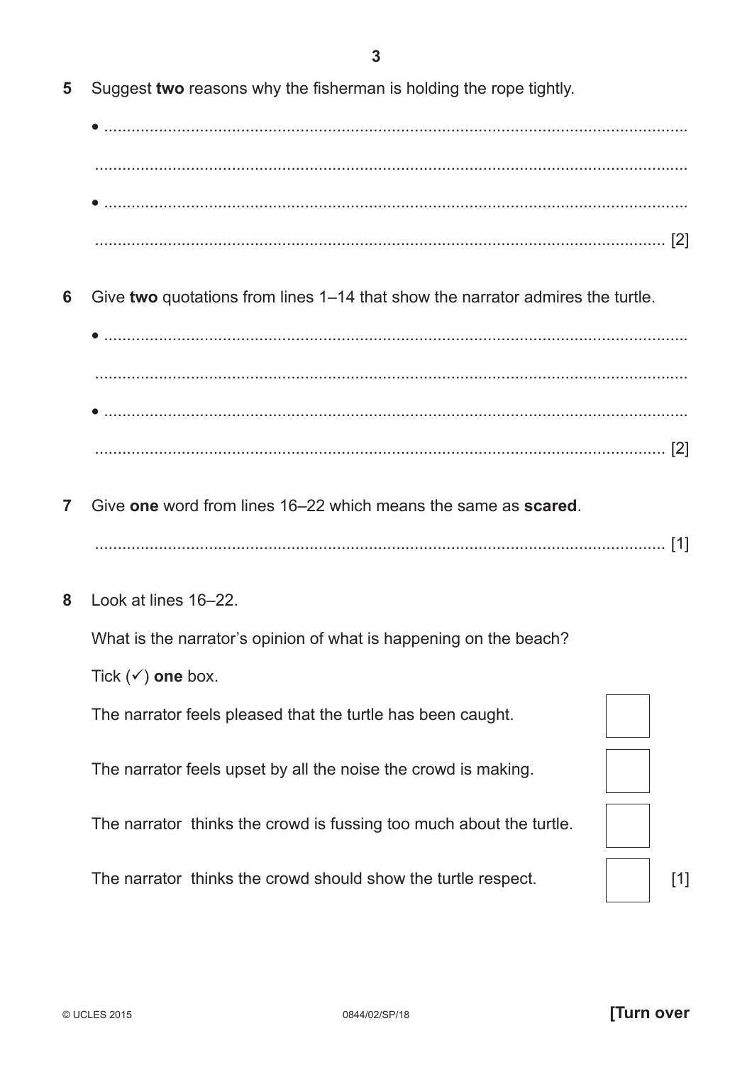5 Suggest **two** reasons why the fisherman is holding the rope tightly.

- ..................................................................................................................

..................................................................................................................

- ..................................................................................................................

.................................................................................................................. [2]

6 Give **two** quotations from lines 1–14 that show the narrator admires the turtle.

- ..................................................................................................................

..................................................................................................................

- ..................................................................................................................

.................................................................................................................. [2]

7 Give **one** word from lines 16–22 which means the same as **scared**.

.................................................................................................................. [1]

8 Look at lines 16–22.

What is the narrator's opinion of what is happening on the beach?

Tick (✓) **one** box.

The narrator feels pleased that the turtle has been caught. ☐

The narrator feels upset by all the noise the crowd is making. ☐

The narrator thinks the crowd is fussing too much about the turtle. ☐

The narrator thinks the crowd should show the turtle respect. ☐ [1]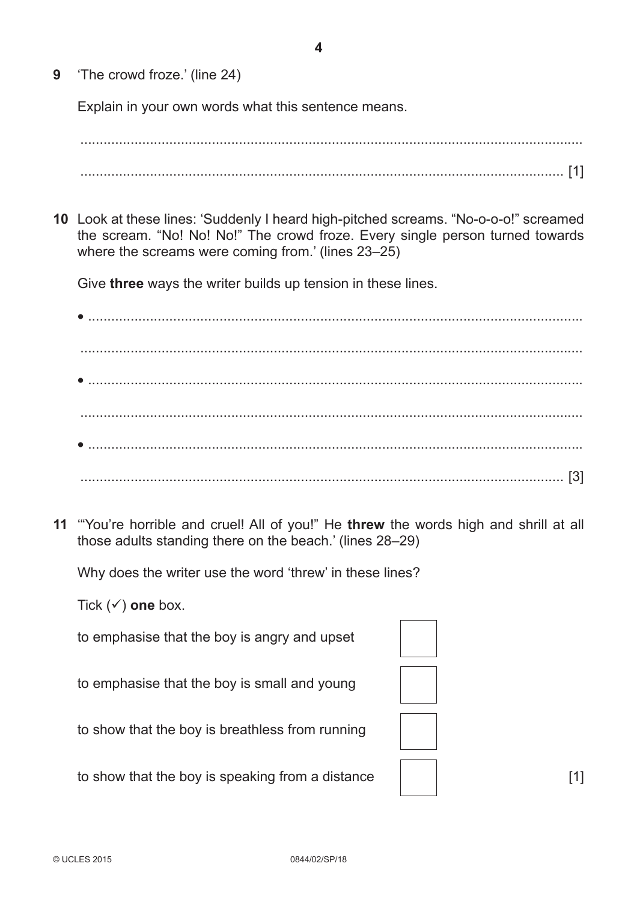**9** 'The crowd froze.' (line 24)

Explain in your own words what this sentence means.

.......................................................................................................................................

....................................................................................................................................... [1]

**10** Look at these lines: 'Suddenly I heard high-pitched screams. "No-o-o-o!" screamed the scream. "No! No! No!" The crowd froze. Every single person turned towards where the screams were coming from.' (lines 23–25)

Give **three** ways the writer builds up tension in these lines.

- .......................................................................................................................................

  .......................................................................................................................................

- .......................................................................................................................................

  .......................................................................................................................................

- .......................................................................................................................................

  ....................................................................................................................................... [3]

**11** '"You're horrible and cruel! All of you!" He **threw** the words high and shrill at all those adults standing there on the beach.' (lines 28–29)

Why does the writer use the word 'threw' in these lines?

Tick (✓) **one** box.

to emphasise that the boy is angry and upset ☐

to emphasise that the boy is small and young ☐

to show that the boy is breathless from running ☐

to show that the boy is speaking from a distance ☐ [1]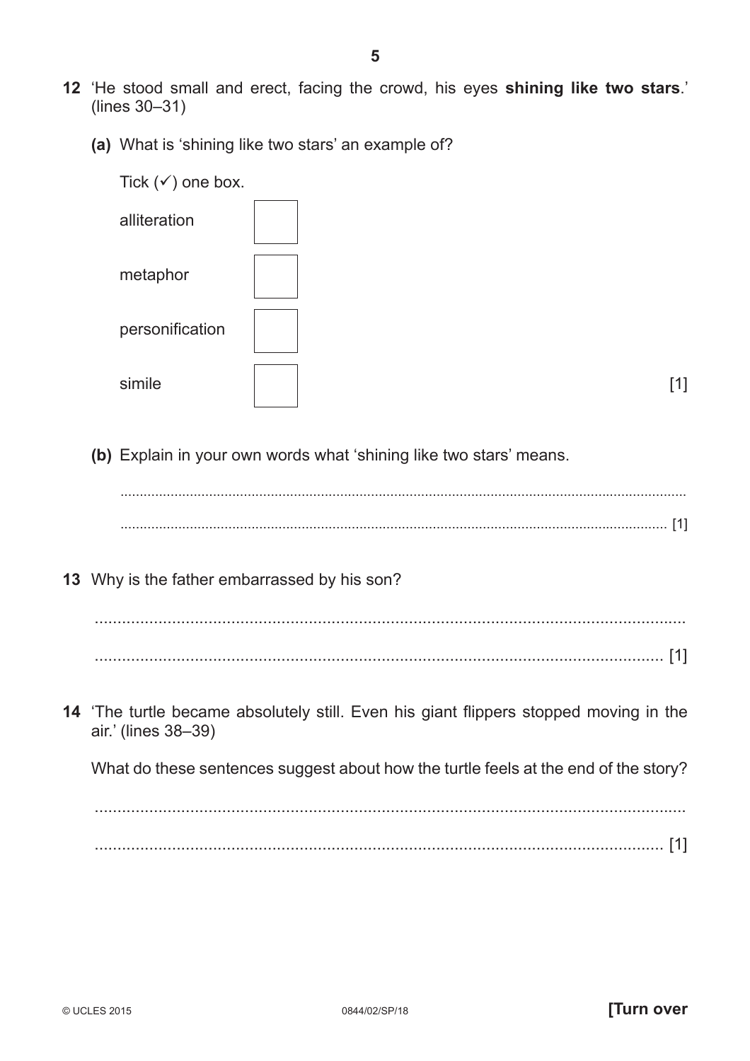**12** 'He stood small and erect, facing the crowd, his eyes **shining like two stars**.' (lines 30–31)

**(a)** What is 'shining like two stars' an example of?

Tick (✓) one box.

- alliteration ☐
- metaphor ☐
- personification ☐
- simile ☐

[1]

**(b)** Explain in your own words what 'shining like two stars' means.

..............................................................................................................................

.............................................................................................................................. [1]

**13** Why is the father embarrassed by his son?

..............................................................................................................................

.............................................................................................................................. [1]

**14** 'The turtle became absolutely still. Even his giant flippers stopped moving in the air.' (lines 38–39)

What do these sentences suggest about how the turtle feels at the end of the story?

..............................................................................................................................

.............................................................................................................................. [1]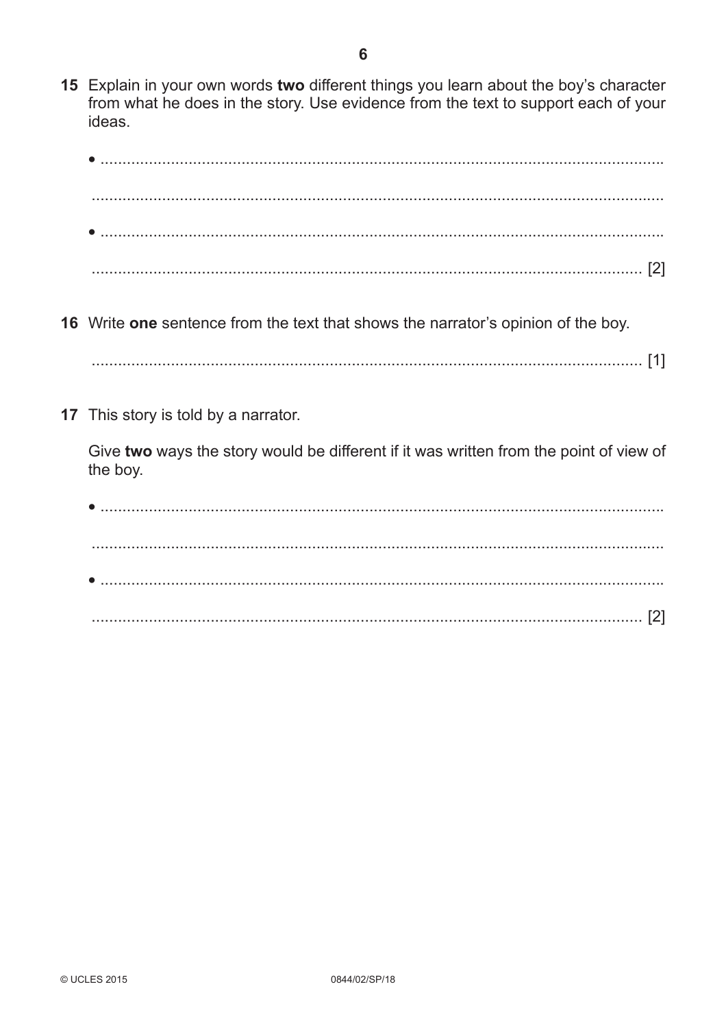**15** Explain in your own words **two** different things you learn about the boy's character from what he does in the story. Use evidence from the text to support each of your ideas.

- ..................................................................................................................

  ..................................................................................................................

- ..................................................................................................................

  .................................................................................................................. [2]

**16** Write **one** sentence from the text that shows the narrator's opinion of the boy.

.................................................................................................................. [1]

**17** This story is told by a narrator.

Give **two** ways the story would be different if it was written from the point of view of the boy.

- ..................................................................................................................

  ..................................................................................................................

- ..................................................................................................................

  .................................................................................................................. [2]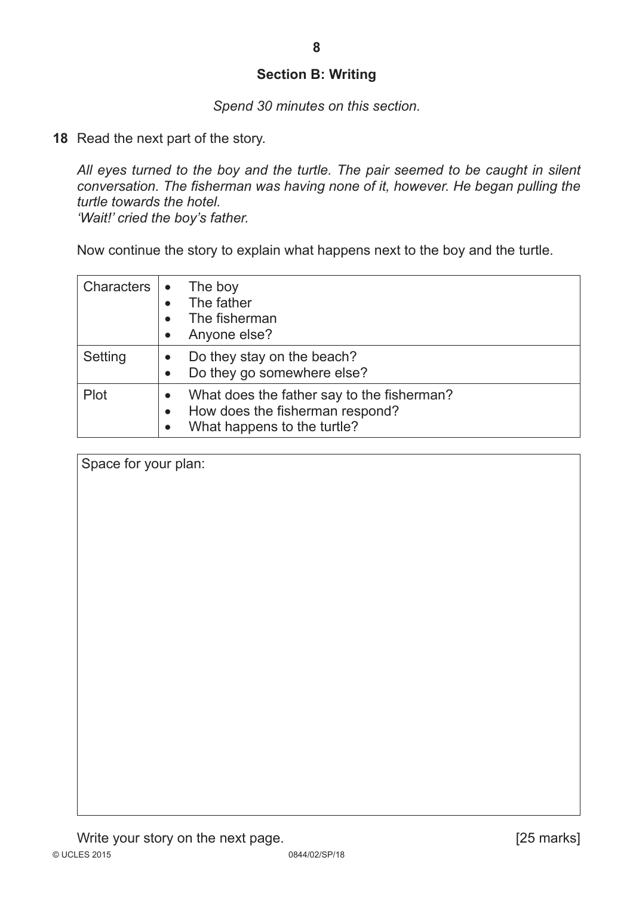## Section B: Writing

*Spend 30 minutes on this section.*

**18** Read the next part of the story.

*All eyes turned to the boy and the turtle. The pair seemed to be caught in silent conversation. The fisherman was having none of it, however. He began pulling the turtle towards the hotel.*
*'Wait!' cried the boy's father.*

Now continue the story to explain what happens next to the boy and the turtle.

| | |
|---|---|
| Characters | • The boy<br>• The father<br>• The fisherman<br>• Anyone else? |
| Setting | • Do they stay on the beach?<br>• Do they go somewhere else? |
| Plot | • What does the father say to the fisherman?<br>• How does the fisherman respond?<br>• What happens to the turtle? |

Space for your plan:

Write your story on the next page. [25 marks]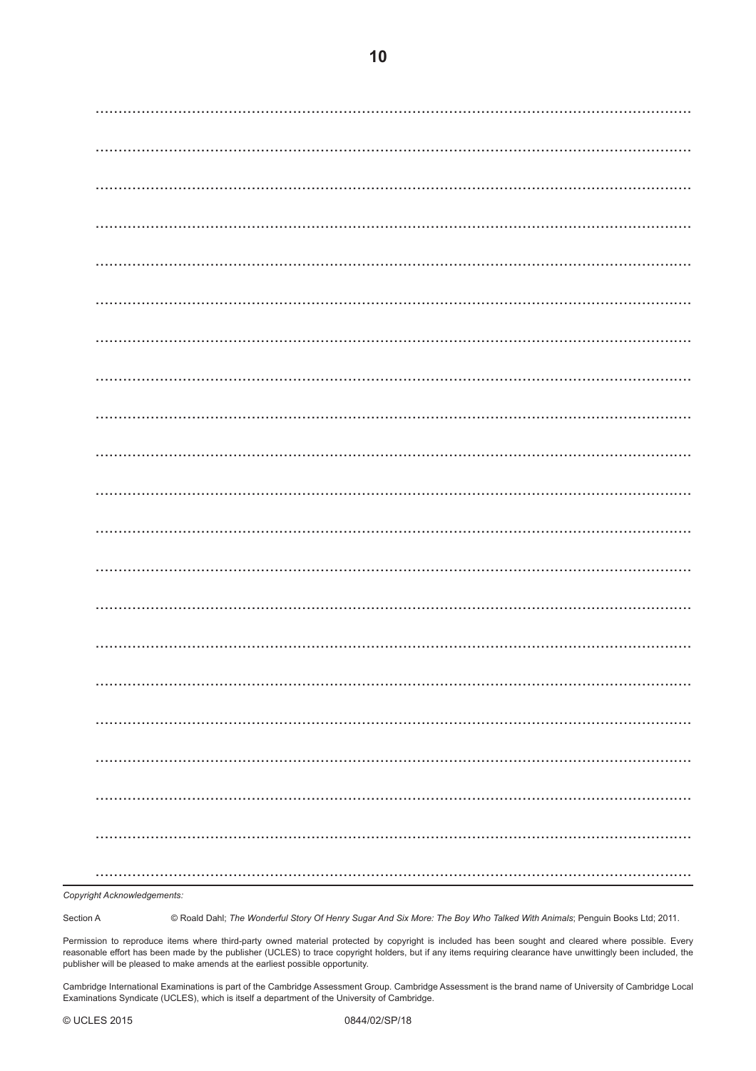Copyright Acknowledgements:

Section A © Roald Dahl; *The Wonderful Story Of Henry Sugar And Six More: The Boy Who Talked With Animals*; Penguin Books Ltd; 2011.

Permission to reproduce items where third-party owned material protected by copyright is included has been sought and cleared where possible. Every reasonable effort has been made by the publisher (UCLES) to trace copyright holders, but if any items requiring clearance have unwittingly been included, the publisher will be pleased to make amends at the earliest possible opportunity.

Cambridge International Examinations is part of the Cambridge Assessment Group. Cambridge Assessment is the brand name of University of Cambridge Local Examinations Syndicate (UCLES), which is itself a department of the University of Cambridge.